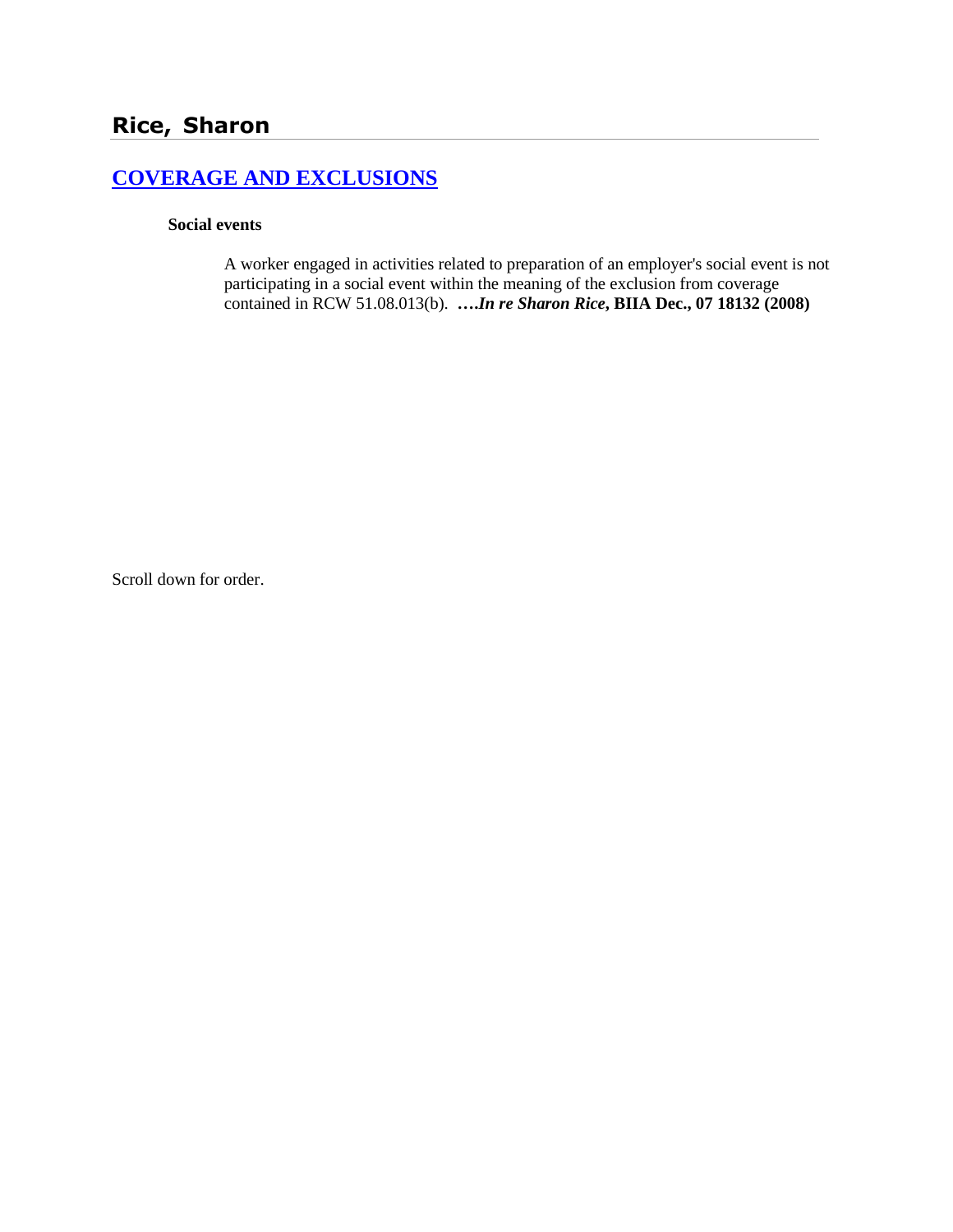# Rice, Sharon

## COVERAGE AND EXCLUSIONS

**Social events**

A worker engaged in activities related to preparation of an employer's social event is not participating in a social event within the meaning of the exclusion from coverage contained in RCW 51.08.013(b). **….*In re Sharon Rice*, BIIA Dec., 07 18132 (2008)**

Scroll down for order.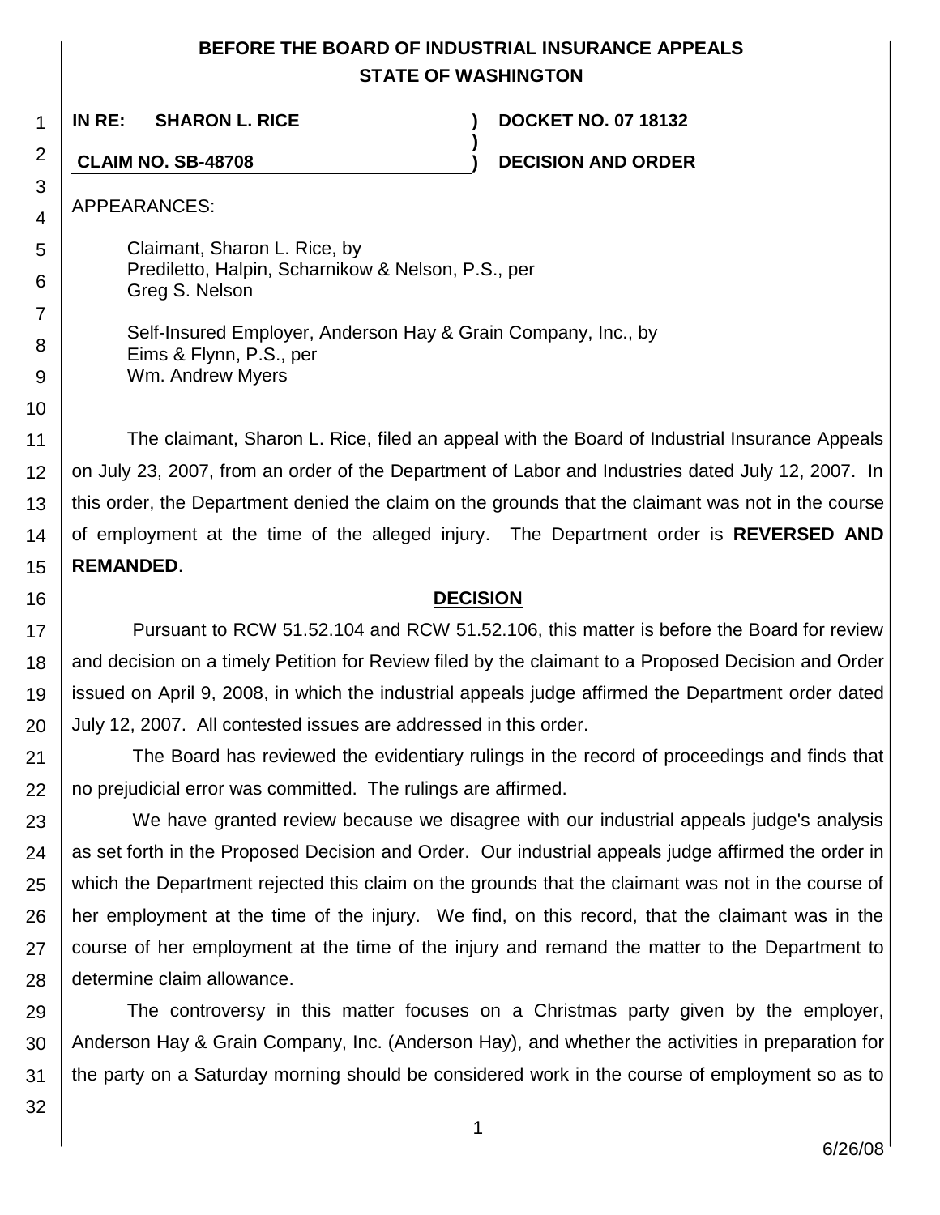# BEFORE THE BOARD OF INDUSTRIAL INSURANCE APPEALS
# STATE OF WASHINGTON

**IN RE: SHARON L. RICE** ) **DOCKET NO. 07 18132**
)
**CLAIM NO. SB-48708** ) **DECISION AND ORDER**

APPEARANCES:

Claimant, Sharon L. Rice, by
Prediletto, Halpin, Scharnikow & Nelson, P.S., per
Greg S. Nelson

Self-Insured Employer, Anderson Hay & Grain Company, Inc., by
Eims & Flynn, P.S., per
Wm. Andrew Myers

The claimant, Sharon L. Rice, filed an appeal with the Board of Industrial Insurance Appeals on July 23, 2007, from an order of the Department of Labor and Industries dated July 12, 2007. In this order, the Department denied the claim on the grounds that the claimant was not in the course of employment at the time of the alleged injury. The Department order is **REVERSED AND REMANDED**.

## DECISION

Pursuant to RCW 51.52.104 and RCW 51.52.106, this matter is before the Board for review and decision on a timely Petition for Review filed by the claimant to a Proposed Decision and Order issued on April 9, 2008, in which the industrial appeals judge affirmed the Department order dated July 12, 2007. All contested issues are addressed in this order.

The Board has reviewed the evidentiary rulings in the record of proceedings and finds that no prejudicial error was committed. The rulings are affirmed.

We have granted review because we disagree with our industrial appeals judge's analysis as set forth in the Proposed Decision and Order. Our industrial appeals judge affirmed the order in which the Department rejected this claim on the grounds that the claimant was not in the course of her employment at the time of the injury. We find, on this record, that the claimant was in the course of her employment at the time of the injury and remand the matter to the Department to determine claim allowance.

The controversy in this matter focuses on a Christmas party given by the employer, Anderson Hay & Grain Company, Inc. (Anderson Hay), and whether the activities in preparation for the party on a Saturday morning should be considered work in the course of employment so as to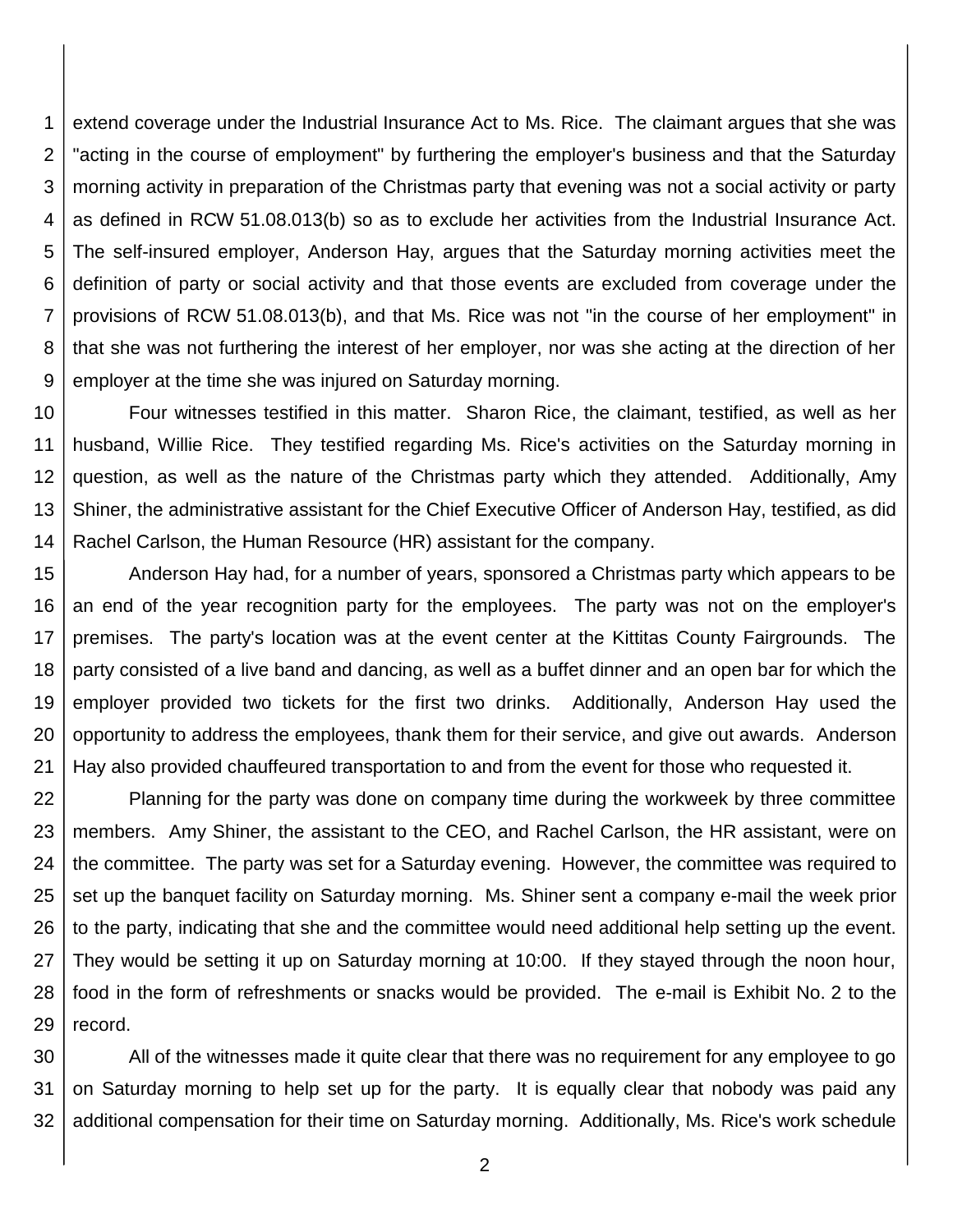extend coverage under the Industrial Insurance Act to Ms. Rice. The claimant argues that she was "acting in the course of employment" by furthering the employer's business and that the Saturday morning activity in preparation of the Christmas party that evening was not a social activity or party as defined in RCW 51.08.013(b) so as to exclude her activities from the Industrial Insurance Act. The self-insured employer, Anderson Hay, argues that the Saturday morning activities meet the definition of party or social activity and that those events are excluded from coverage under the provisions of RCW 51.08.013(b), and that Ms. Rice was not "in the course of her employment" in that she was not furthering the interest of her employer, nor was she acting at the direction of her employer at the time she was injured on Saturday morning.

Four witnesses testified in this matter. Sharon Rice, the claimant, testified, as well as her husband, Willie Rice. They testified regarding Ms. Rice's activities on the Saturday morning in question, as well as the nature of the Christmas party which they attended. Additionally, Amy Shiner, the administrative assistant for the Chief Executive Officer of Anderson Hay, testified, as did Rachel Carlson, the Human Resource (HR) assistant for the company.

Anderson Hay had, for a number of years, sponsored a Christmas party which appears to be an end of the year recognition party for the employees. The party was not on the employer's premises. The party's location was at the event center at the Kittitas County Fairgrounds. The party consisted of a live band and dancing, as well as a buffet dinner and an open bar for which the employer provided two tickets for the first two drinks. Additionally, Anderson Hay used the opportunity to address the employees, thank them for their service, and give out awards. Anderson Hay also provided chauffeured transportation to and from the event for those who requested it.

Planning for the party was done on company time during the workweek by three committee members. Amy Shiner, the assistant to the CEO, and Rachel Carlson, the HR assistant, were on the committee. The party was set for a Saturday evening. However, the committee was required to set up the banquet facility on Saturday morning. Ms. Shiner sent a company e-mail the week prior to the party, indicating that she and the committee would need additional help setting up the event. They would be setting it up on Saturday morning at 10:00. If they stayed through the noon hour, food in the form of refreshments or snacks would be provided. The e-mail is Exhibit No. 2 to the record.

All of the witnesses made it quite clear that there was no requirement for any employee to go on Saturday morning to help set up for the party. It is equally clear that nobody was paid any additional compensation for their time on Saturday morning. Additionally, Ms. Rice's work schedule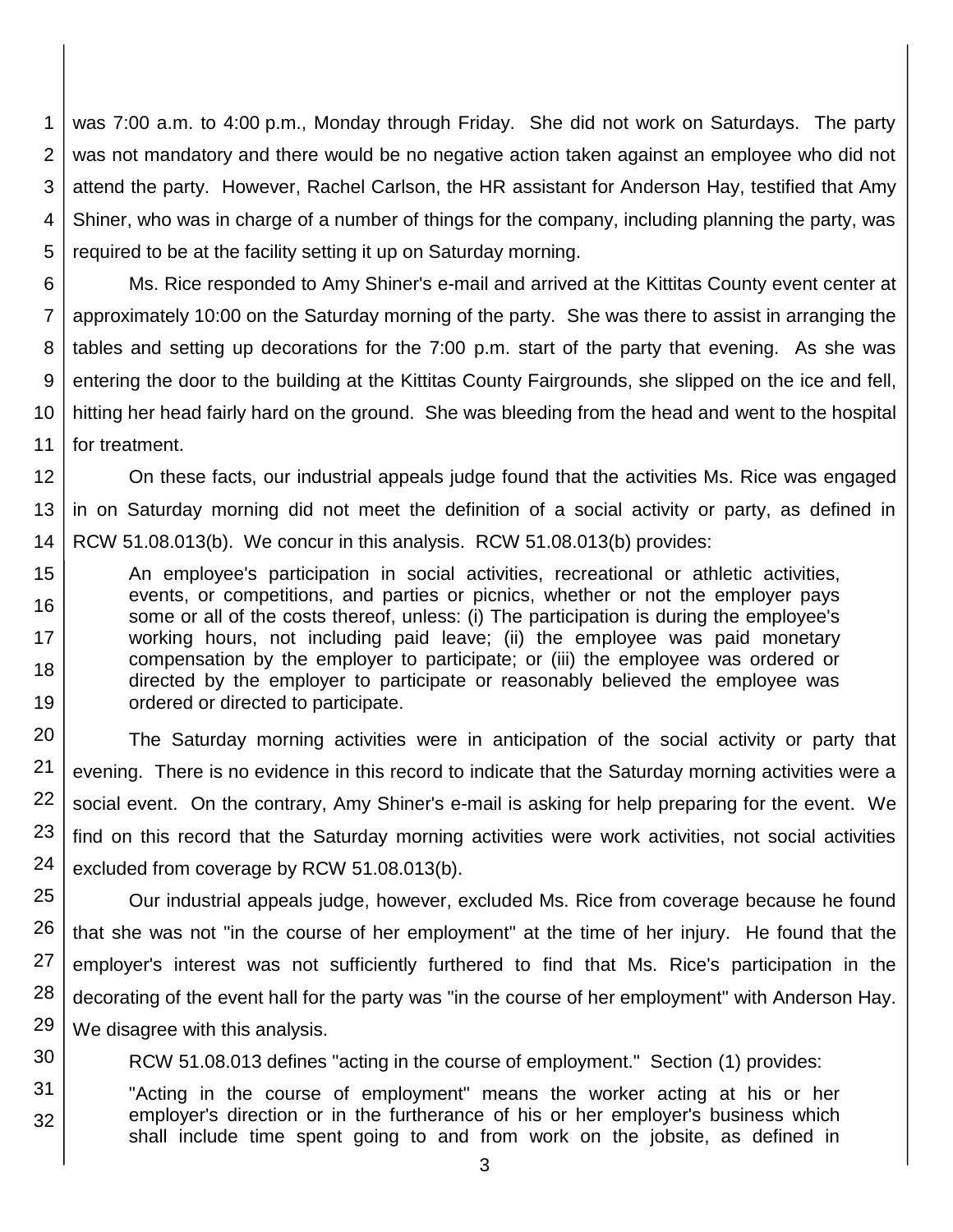was 7:00 a.m. to 4:00 p.m., Monday through Friday. She did not work on Saturdays. The party was not mandatory and there would be no negative action taken against an employee who did not attend the party. However, Rachel Carlson, the HR assistant for Anderson Hay, testified that Amy Shiner, who was in charge of a number of things for the company, including planning the party, was required to be at the facility setting it up on Saturday morning.

Ms. Rice responded to Amy Shiner's e-mail and arrived at the Kittitas County event center at approximately 10:00 on the Saturday morning of the party. She was there to assist in arranging the tables and setting up decorations for the 7:00 p.m. start of the party that evening. As she was entering the door to the building at the Kittitas County Fairgrounds, she slipped on the ice and fell, hitting her head fairly hard on the ground. She was bleeding from the head and went to the hospital for treatment.

On these facts, our industrial appeals judge found that the activities Ms. Rice was engaged in on Saturday morning did not meet the definition of a social activity or party, as defined in RCW 51.08.013(b). We concur in this analysis. RCW 51.08.013(b) provides:

> An employee's participation in social activities, recreational or athletic activities, events, or competitions, and parties or picnics, whether or not the employer pays some or all of the costs thereof, unless: (i) The participation is during the employee's working hours, not including paid leave; (ii) the employee was paid monetary compensation by the employer to participate; or (iii) the employee was ordered or directed by the employer to participate or reasonably believed the employee was ordered or directed to participate.

The Saturday morning activities were in anticipation of the social activity or party that evening. There is no evidence in this record to indicate that the Saturday morning activities were a social event. On the contrary, Amy Shiner's e-mail is asking for help preparing for the event. We find on this record that the Saturday morning activities were work activities, not social activities excluded from coverage by RCW 51.08.013(b).

Our industrial appeals judge, however, excluded Ms. Rice from coverage because he found that she was not "in the course of her employment" at the time of her injury. He found that the employer's interest was not sufficiently furthered to find that Ms. Rice's participation in the decorating of the event hall for the party was "in the course of her employment" with Anderson Hay. We disagree with this analysis.

RCW 51.08.013 defines "acting in the course of employment." Section (1) provides:

> "Acting in the course of employment" means the worker acting at his or her employer's direction or in the furtherance of his or her employer's business which shall include time spent going to and from work on the jobsite, as defined in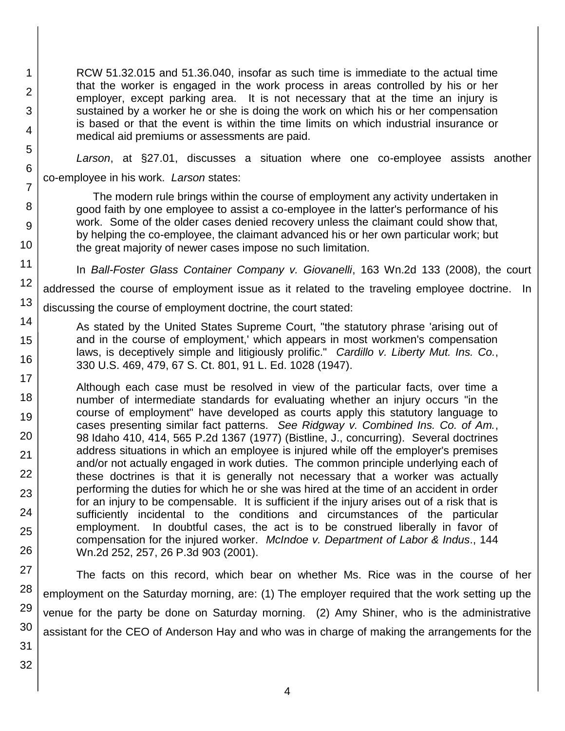RCW 51.32.015 and 51.36.040, insofar as such time is immediate to the actual time that the worker is engaged in the work process in areas controlled by his or her employer, except parking area. It is not necessary that at the time an injury is sustained by a worker he or she is doing the work on which his or her compensation is based or that the event is within the time limits on which industrial insurance or medical aid premiums or assessments are paid.

*Larson*, at §27.01, discusses a situation where one co-employee assists another co-employee in his work. *Larson* states:

> The modern rule brings within the course of employment any activity undertaken in good faith by one employee to assist a co-employee in the latter's performance of his work. Some of the older cases denied recovery unless the claimant could show that, by helping the co-employee, the claimant advanced his or her own particular work; but the great majority of newer cases impose no such limitation.

In *Ball-Foster Glass Container Company v. Giovanelli*, 163 Wn.2d 133 (2008), the court addressed the course of employment issue as it related to the traveling employee doctrine. In discussing the course of employment doctrine, the court stated:

> As stated by the United States Supreme Court, "the statutory phrase 'arising out of and in the course of employment,' which appears in most workmen's compensation laws, is deceptively simple and litigiously prolific." *Cardillo v. Liberty Mut. Ins. Co.*, 330 U.S. 469, 479, 67 S. Ct. 801, 91 L. Ed. 1028 (1947).
>
> Although each case must be resolved in view of the particular facts, over time a number of intermediate standards for evaluating whether an injury occurs "in the course of employment" have developed as courts apply this statutory language to cases presenting similar fact patterns. *See Ridgway v. Combined Ins. Co. of Am.*, 98 Idaho 410, 414, 565 P.2d 1367 (1977) (Bistline, J., concurring). Several doctrines address situations in which an employee is injured while off the employer's premises and/or not actually engaged in work duties. The common principle underlying each of these doctrines is that it is generally not necessary that a worker was actually performing the duties for which he or she was hired at the time of an accident in order for an injury to be compensable. It is sufficient if the injury arises out of a risk that is sufficiently incidental to the conditions and circumstances of the particular employment. In doubtful cases, the act is to be construed liberally in favor of compensation for the injured worker. *McIndoe v. Department of Labor & Indus*., 144 Wn.2d 252, 257, 26 P.3d 903 (2001).

The facts on this record, which bear on whether Ms. Rice was in the course of her employment on the Saturday morning, are: (1) The employer required that the work setting up the venue for the party be done on Saturday morning. (2) Amy Shiner, who is the administrative assistant for the CEO of Anderson Hay and who was in charge of making the arrangements for the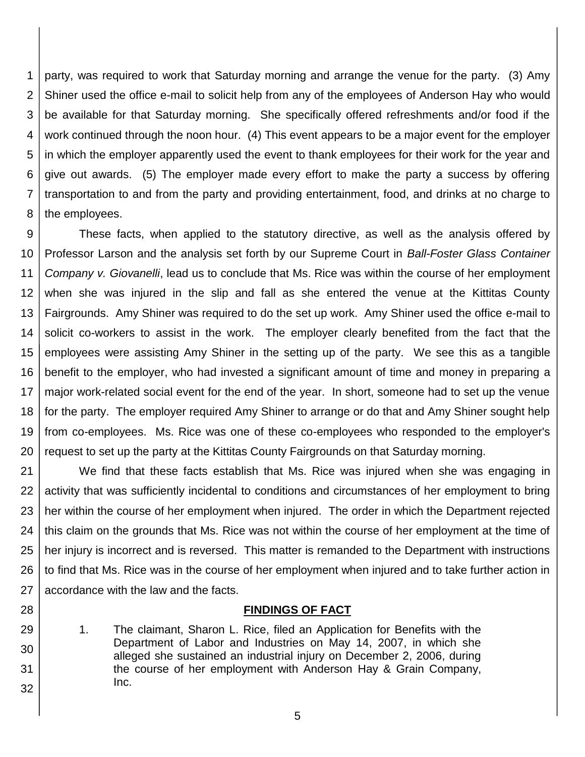party, was required to work that Saturday morning and arrange the venue for the party. (3) Amy Shiner used the office e-mail to solicit help from any of the employees of Anderson Hay who would be available for that Saturday morning. She specifically offered refreshments and/or food if the work continued through the noon hour. (4) This event appears to be a major event for the employer in which the employer apparently used the event to thank employees for their work for the year and give out awards. (5) The employer made every effort to make the party a success by offering transportation to and from the party and providing entertainment, food, and drinks at no charge to the employees.

These facts, when applied to the statutory directive, as well as the analysis offered by Professor Larson and the analysis set forth by our Supreme Court in *Ball-Foster Glass Container Company v. Giovanelli*, lead us to conclude that Ms. Rice was within the course of her employment when she was injured in the slip and fall as she entered the venue at the Kittitas County Fairgrounds. Amy Shiner was required to do the set up work. Amy Shiner used the office e-mail to solicit co-workers to assist in the work. The employer clearly benefited from the fact that the employees were assisting Amy Shiner in the setting up of the party. We see this as a tangible benefit to the employer, who had invested a significant amount of time and money in preparing a major work-related social event for the end of the year. In short, someone had to set up the venue for the party. The employer required Amy Shiner to arrange or do that and Amy Shiner sought help from co-employees. Ms. Rice was one of these co-employees who responded to the employer's request to set up the party at the Kittitas County Fairgrounds on that Saturday morning.

We find that these facts establish that Ms. Rice was injured when she was engaging in activity that was sufficiently incidental to conditions and circumstances of her employment to bring her within the course of her employment when injured. The order in which the Department rejected this claim on the grounds that Ms. Rice was not within the course of her employment at the time of her injury is incorrect and is reversed. This matter is remanded to the Department with instructions to find that Ms. Rice was in the course of her employment when injured and to take further action in accordance with the law and the facts.

## FINDINGS OF FACT

1. The claimant, Sharon L. Rice, filed an Application for Benefits with the Department of Labor and Industries on May 14, 2007, in which she alleged she sustained an industrial injury on December 2, 2006, during the course of her employment with Anderson Hay & Grain Company, Inc.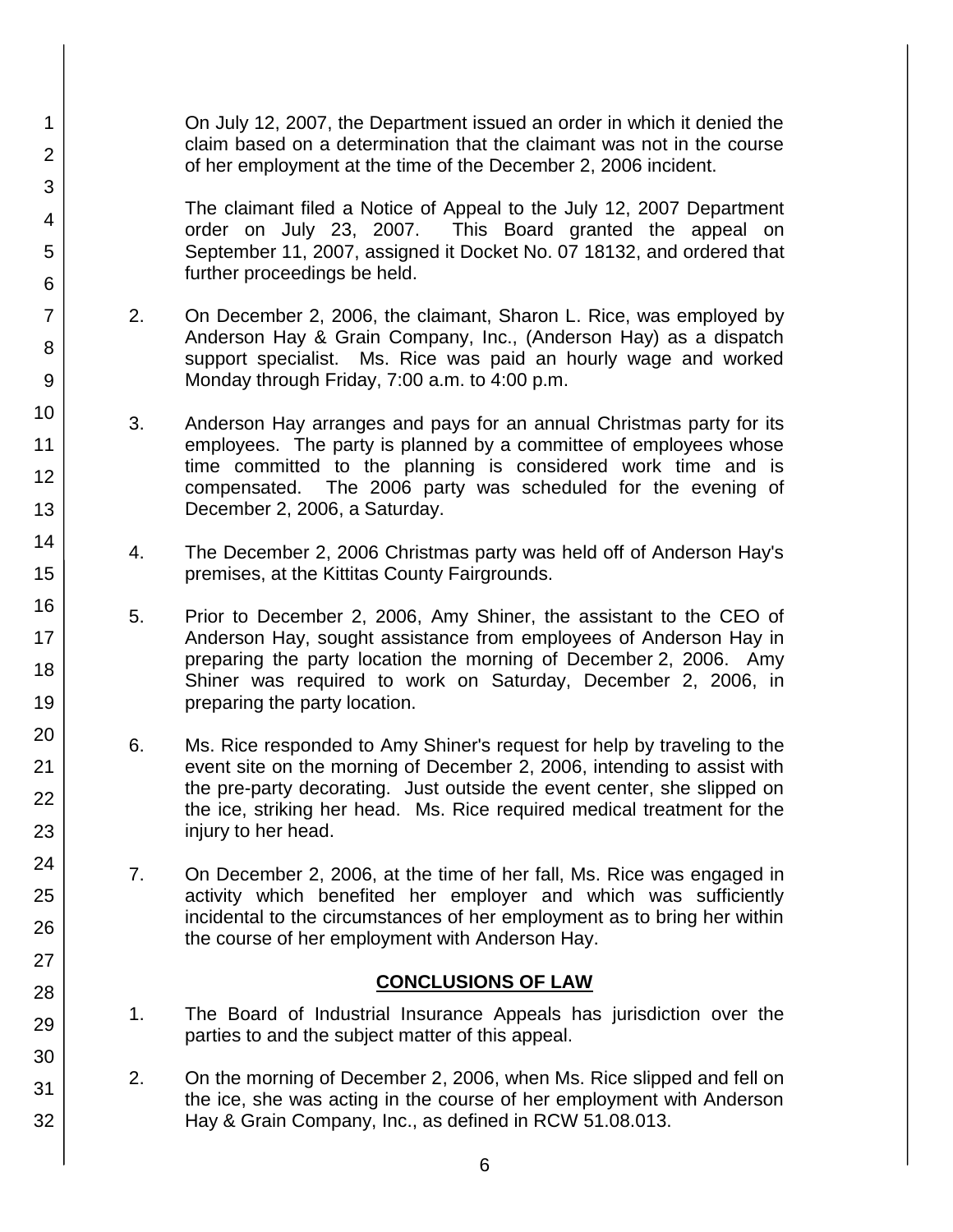On July 12, 2007, the Department issued an order in which it denied the claim based on a determination that the claimant was not in the course of her employment at the time of the December 2, 2006 incident.

The claimant filed a Notice of Appeal to the July 12, 2007 Department order on July 23, 2007. This Board granted the appeal on September 11, 2007, assigned it Docket No. 07 18132, and ordered that further proceedings be held.

2. On December 2, 2006, the claimant, Sharon L. Rice, was employed by Anderson Hay & Grain Company, Inc., (Anderson Hay) as a dispatch support specialist. Ms. Rice was paid an hourly wage and worked Monday through Friday, 7:00 a.m. to 4:00 p.m.

3. Anderson Hay arranges and pays for an annual Christmas party for its employees. The party is planned by a committee of employees whose time committed to the planning is considered work time and is compensated. The 2006 party was scheduled for the evening of December 2, 2006, a Saturday.

4. The December 2, 2006 Christmas party was held off of Anderson Hay's premises, at the Kittitas County Fairgrounds.

5. Prior to December 2, 2006, Amy Shiner, the assistant to the CEO of Anderson Hay, sought assistance from employees of Anderson Hay in preparing the party location the morning of December 2, 2006. Amy Shiner was required to work on Saturday, December 2, 2006, in preparing the party location.

6. Ms. Rice responded to Amy Shiner's request for help by traveling to the event site on the morning of December 2, 2006, intending to assist with the pre-party decorating. Just outside the event center, she slipped on the ice, striking her head. Ms. Rice required medical treatment for the injury to her head.

7. On December 2, 2006, at the time of her fall, Ms. Rice was engaged in activity which benefited her employer and which was sufficiently incidental to the circumstances of her employment as to bring her within the course of her employment with Anderson Hay.

## CONCLUSIONS OF LAW

1. The Board of Industrial Insurance Appeals has jurisdiction over the parties to and the subject matter of this appeal.

2. On the morning of December 2, 2006, when Ms. Rice slipped and fell on the ice, she was acting in the course of her employment with Anderson Hay & Grain Company, Inc., as defined in RCW 51.08.013.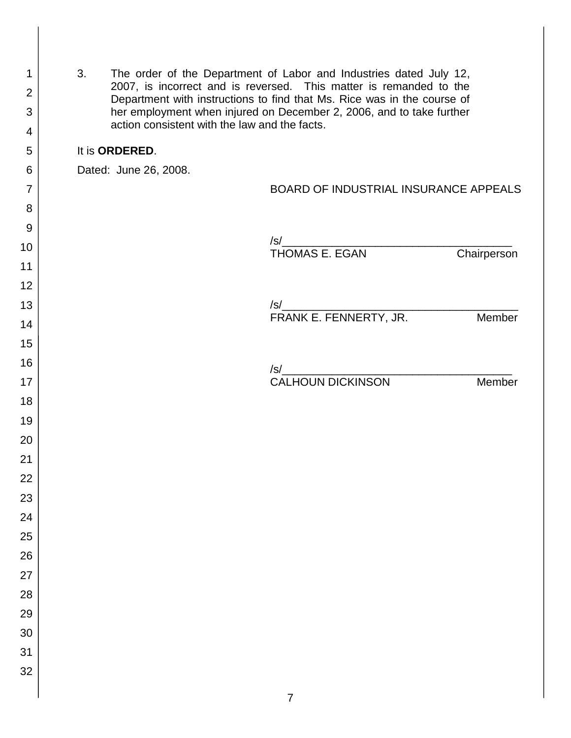3. The order of the Department of Labor and Industries dated July 12, 2007, is incorrect and is reversed. This matter is remanded to the Department with instructions to find that Ms. Rice was in the course of her employment when injured on December 2, 2006, and to take further action consistent with the law and the facts.

It is **ORDERED**.

Dated: June 26, 2008.

BOARD OF INDUSTRIAL INSURANCE APPEALS

/s/______________________________________
THOMAS E. EGAN Chairperson

/s/______________________________________
FRANK E. FENNERTY, JR. Member

/s/______________________________________
CALHOUN DICKINSON Member